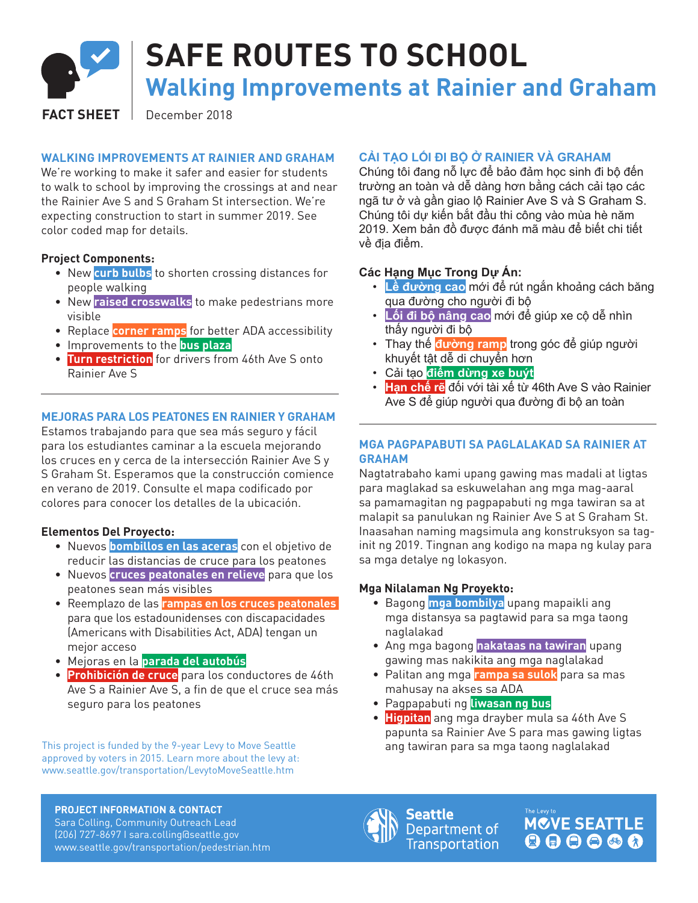FACT SHEET

# SAFE ROUTES TO SCHOOL

## Walking Improvements at Rainier and Graham

December 2018

### WALKING IMPROVEMENTS AT RAINIER AND GRAHAM

We're working to make it safer and easier for students to walk to school by improving the crossings at and near the Rainier Ave S and S Graham St intersection. We're expecting construction to start in summer 2019. See color coded map for details.

**Project Components:**

- New **curb bulbs** to shorten crossing distances for people walking
- New **raised crosswalks** to make pedestrians more visible
- Replace **corner ramps** for better ADA accessibility
- Improvements to the **bus plaza**
- **Turn restriction** for drivers from 46th Ave S onto Rainier Ave S

### MEJORAS PARA LOS PEATONES EN RAINIER Y GRAHAM

Estamos trabajando para que sea más seguro y fácil para los estudiantes caminar a la escuela mejorando los cruces en y cerca de la intersección Rainier Ave S y S Graham St. Esperamos que la construcción comience en verano de 2019. Consulte el mapa codificado por colores para conocer los detalles de la ubicación.

**Elementos Del Proyecto:**

- Nuevos **bombillos en las aceras** con el objetivo de reducir las distancias de cruce para los peatones
- Nuevos **cruces peatonales en relieve** para que los peatones sean más visibles
- Reemplazo de las **rampas en los cruces peatonales** para que los estadounidenses con discapacidades (Americans with Disabilities Act, ADA) tengan un mejor acceso
- Mejoras en la **parada del autobús**
- **Prohibición de cruce** para los conductores de 46th Ave S a Rainier Ave S, a fin de que el cruce sea más seguro para los peatones

This project is funded by the 9-year Levy to Move Seattle approved by voters in 2015. Learn more about the levy at: www.seattle.gov/transportation/LevytoMoveSeattle.htm

### CẢI TẠO LỐI ĐI BỘ Ở RAINIER VÀ GRAHAM

Chúng tôi đang nỗ lực để bảo đảm học sinh đi bộ đến trường an toàn và dễ dàng hơn bằng cách cải tạo các ngã tư ở và gần giao lộ Rainier Ave S và S Graham S. Chúng tôi dự kiến bắt đầu thi công vào mùa hè năm 2019. Xem bản đồ được đánh mã màu để biết chi tiết về địa điểm.

**Các Hạng Mục Trong Dự Án:**

- **Lề đường cao** mới để rút ngắn khoảng cách băng qua đường cho người đi bộ
- **Lối đi bộ nâng cao** mới để giúp xe cộ dễ nhìn thấy người đi bộ
- Thay thế **đường ramp** trong góc để giúp người khuyết tật dễ di chuyển hơn
- Cải tạo **điểm dừng xe buýt**
- **Hạn chế rẽ** đối với tài xế từ 46th Ave S vào Rainier Ave S để giúp người qua đường đi bộ an toàn

### MGA PAGPAPABUTI SA PAGLALAKAD SA RAINIER AT GRAHAM

Nagtatrabaho kami upang gawing mas madali at ligtas para maglakad sa eskuwelahan ang mga mag-aaral sa pamamagitan ng pagpapabuti ng mga tawiran sa at malapit sa panulukan ng Rainier Ave S at S Graham St. Inaasahan naming magsimula ang konstruksyon sa tag-init ng 2019. Tingnan ang kodigo na mapa ng kulay para sa mga detalye ng lokasyon.

**Mga Nilalaman Ng Proyekto:**

- Bagong **mga bombilya** upang mapaikli ang mga distansya sa pagtawid para sa mga taong naglalakad
- Ang mga bagong **nakataas na tawiran** upang gawing mas nakikita ang mga naglalakad
- Palitan ang mga **rampa sa sulok** para sa mas mahusay na akses sa ADA
- Pagpapabuti ng **liwasan ng bus**
- **Higpitan** ang mga drayber mula sa 46th Ave S papunta sa Rainier Ave S para mas gawing ligtas ang tawiran para sa mga taong naglalakad

**PROJECT INFORMATION & CONTACT**
Sara Colling, Community Outreach Lead
(206) 727-8697 I sara.colling@seattle.gov
www.seattle.gov/transportation/pedestrian.htm

Seattle Department of Transportation

The Levy to MOVE SEATTLE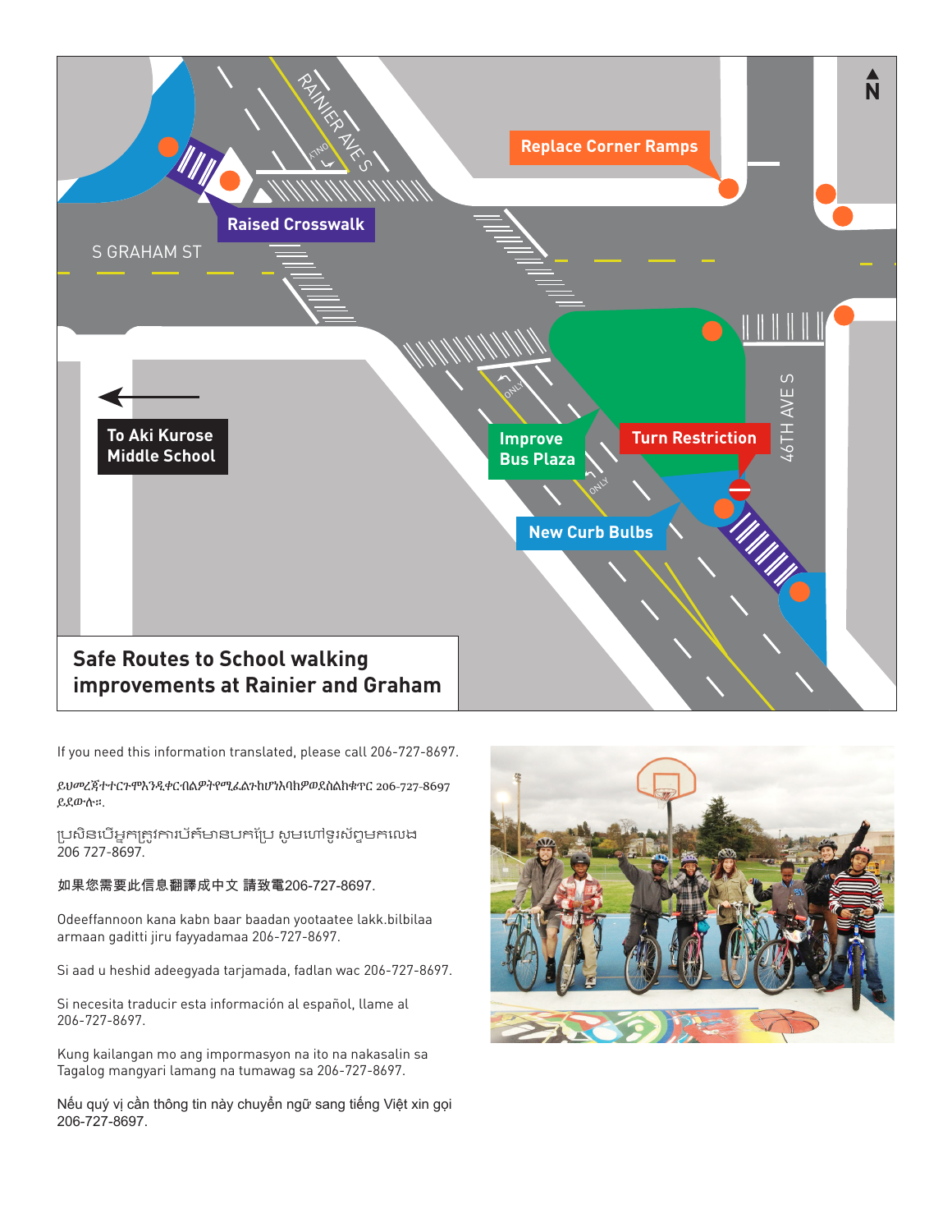Replace Corner Ramps

RAINIER AVE S

Raised Crosswalk

S GRAHAM ST

To Aki Kurose Middle School

Improve Bus Plaza

Turn Restriction

46TH AVE S

New Curb Bulbs

## Safe Routes to School walking improvements at Rainier and Graham

If you need this information translated, please call 206-727-8697.

ይህመረጃተተርጉሞእንዲቀርብልዎትየሚፈልጉከሆነእባክዎወደስልክቁጥር 206-727-8697 ይደውሉ።

ប្រសិនបើអ្នកត្រូវការព័ត៌មានបកប្រែ សូមហៅទូរស័ព្ទមកលេខ 206 727-8697.

如果您需要此信息翻譯成中文 請致電206-727-8697.

Odeeffannoon kana kabn baar baadan yootaatee lakk.bilbilaa armaan gaditti jiru fayyadamaa 206-727-8697.

Si aad u heshid adeegyada tarjamada, fadlan wac 206-727-8697.

Si necesita traducir esta información al español, llame al 206-727-8697.

Kung kailangan mo ang impormasyon na ito na nakasalin sa Tagalog mangyari lamang na tumawag sa 206-727-8697.

Nếu quý vị cần thông tin này chuyển ngữ sang tiếng Việt xin gọi 206-727-8697.